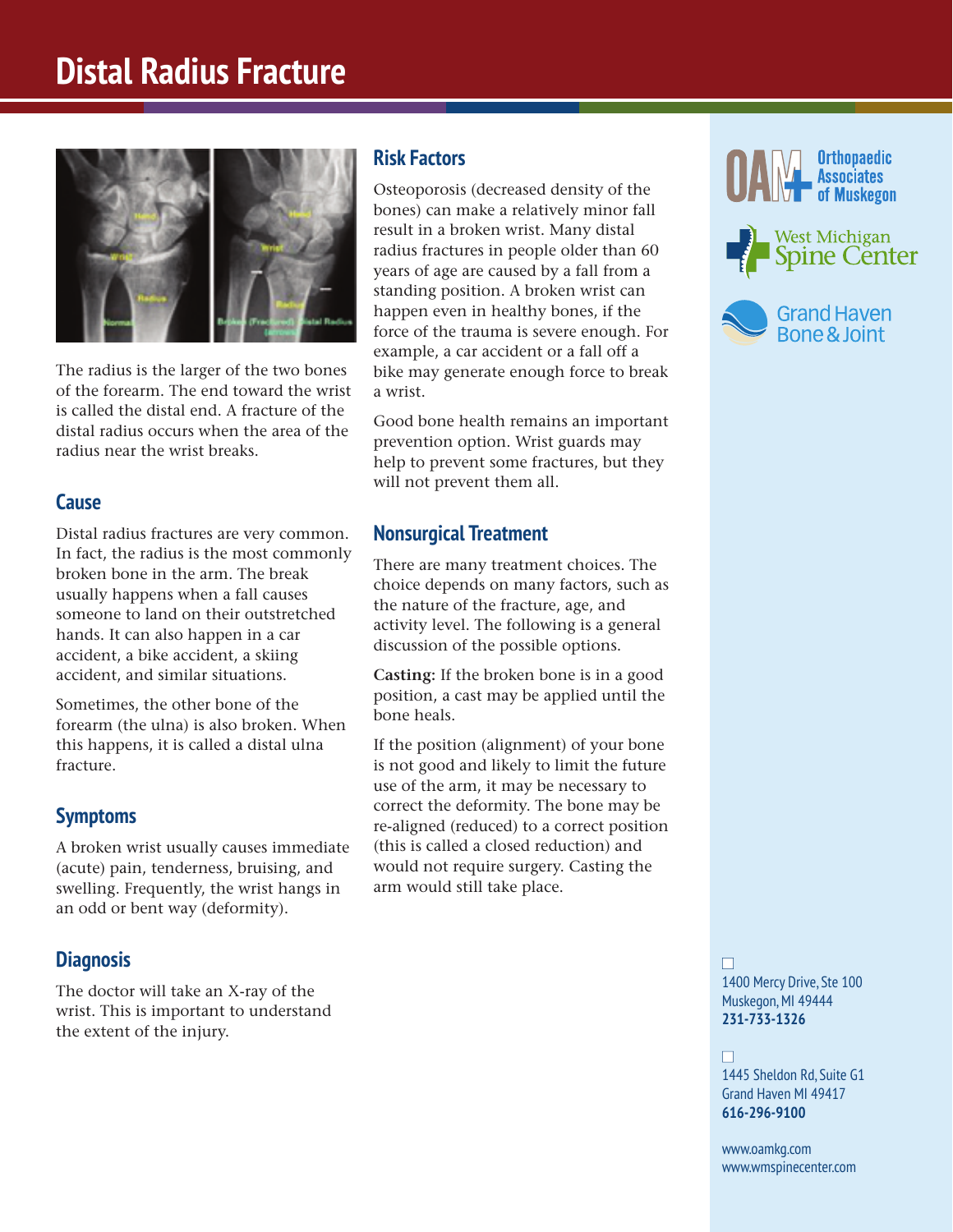# Distal Radius Fracture

The radius is the larger of the two bones of the forearm. The end toward the wrist is called the distal end. A fracture of the distal radius occurs when the area of the radius near the wrist breaks.

## Cause

Distal radius fractures are very common. In fact, the radius is the most commonly broken bone in the arm. The break usually happens when a fall causes someone to land on their outstretched hands. It can also happen in a car accident, a bike accident, a skiing accident, and similar situations.

Sometimes, the other bone of the forearm (the ulna) is also broken. When this happens, it is called a distal ulna fracture.

## Symptoms

A broken wrist usually causes immediate (acute) pain, tenderness, bruising, and swelling. Frequently, the wrist hangs in an odd or bent way (deformity).

## Diagnosis

The doctor will take an X-ray of the wrist. This is important to understand the extent of the injury.

## Risk Factors

Osteoporosis (decreased density of the bones) can make a relatively minor fall result in a broken wrist. Many distal radius fractures in people older than 60 years of age are caused by a fall from a standing position. A broken wrist can happen even in healthy bones, if the force of the trauma is severe enough. For example, a car accident or a fall off a bike may generate enough force to break a wrist.

Good bone health remains an important prevention option. Wrist guards may help to prevent some fractures, but they will not prevent them all.

## Nonsurgical Treatment

There are many treatment choices. The choice depends on many factors, such as the nature of the fracture, age, and activity level. The following is a general discussion of the possible options.

**Casting:** If the broken bone is in a good position, a cast may be applied until the bone heals.

If the position (alignment) of your bone is not good and likely to limit the future use of the arm, it may be necessary to correct the deformity. The bone may be re-aligned (reduced) to a correct position (this is called a closed reduction) and would not require surgery. Casting the arm would still take place.

OAM Orthopaedic Associates of Muskegon

West Michigan Spine Center

Grand Haven Bone & Joint

1400 Mercy Drive, Ste 100
Muskegon, MI 49444
**231-733-1326**

1445 Sheldon Rd, Suite G1
Grand Haven MI 49417
**616-296-9100**

www.oamkg.com
www.wmspinecenter.com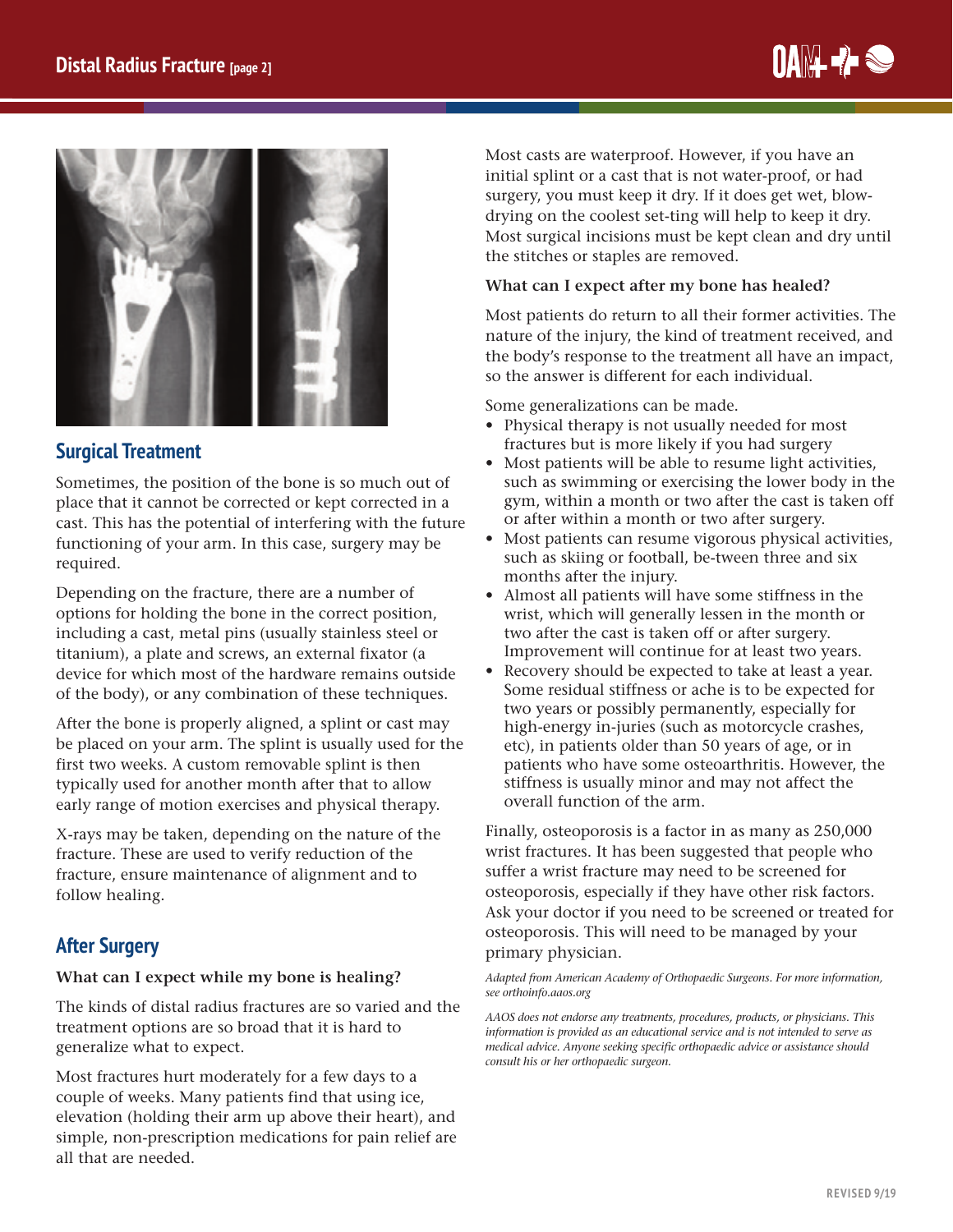## Surgical Treatment

Sometimes, the position of the bone is so much out of place that it cannot be corrected or kept corrected in a cast. This has the potential of interfering with the future functioning of your arm. In this case, surgery may be required.

Depending on the fracture, there are a number of options for holding the bone in the correct position, including a cast, metal pins (usually stainless steel or titanium), a plate and screws, an external fixator (a device for which most of the hardware remains outside of the body), or any combination of these techniques.

After the bone is properly aligned, a splint or cast may be placed on your arm. The splint is usually used for the first two weeks. A custom removable splint is then typically used for another month after that to allow early range of motion exercises and physical therapy.

X-rays may be taken, depending on the nature of the fracture. These are used to verify reduction of the fracture, ensure maintenance of alignment and to follow healing.

## After Surgery

**What can I expect while my bone is healing?**

The kinds of distal radius fractures are so varied and the treatment options are so broad that it is hard to generalize what to expect.

Most fractures hurt moderately for a few days to a couple of weeks. Many patients find that using ice, elevation (holding their arm up above their heart), and simple, non-prescription medications for pain relief are all that are needed.

Most casts are waterproof. However, if you have an initial splint or a cast that is not water-proof, or had surgery, you must keep it dry. If it does get wet, blow-drying on the coolest set-ting will help to keep it dry. Most surgical incisions must be kept clean and dry until the stitches or staples are removed.

**What can I expect after my bone has healed?**

Most patients do return to all their former activities. The nature of the injury, the kind of treatment received, and the body's response to the treatment all have an impact, so the answer is different for each individual.

Some generalizations can be made.

- Physical therapy is not usually needed for most fractures but is more likely if you had surgery
- Most patients will be able to resume light activities, such as swimming or exercising the lower body in the gym, within a month or two after the cast is taken off or after within a month or two after surgery.
- Most patients can resume vigorous physical activities, such as skiing or football, be-tween three and six months after the injury.
- Almost all patients will have some stiffness in the wrist, which will generally lessen in the month or two after the cast is taken off or after surgery. Improvement will continue for at least two years.
- Recovery should be expected to take at least a year. Some residual stiffness or ache is to be expected for two years or possibly permanently, especially for high-energy in-juries (such as motorcycle crashes, etc), in patients older than 50 years of age, or in patients who have some osteoarthritis. However, the stiffness is usually minor and may not affect the overall function of the arm.

Finally, osteoporosis is a factor in as many as 250,000 wrist fractures. It has been suggested that people who suffer a wrist fracture may need to be screened for osteoporosis, especially if they have other risk factors. Ask your doctor if you need to be screened or treated for osteoporosis. This will need to be managed by your primary physician.

*Adapted from American Academy of Orthopaedic Surgeons. For more information, see orthoinfo.aaos.org*

*AAOS does not endorse any treatments, procedures, products, or physicians. This information is provided as an educational service and is not intended to serve as medical advice. Anyone seeking specific orthopaedic advice or assistance should consult his or her orthopaedic surgeon.*

REVISED 9/19